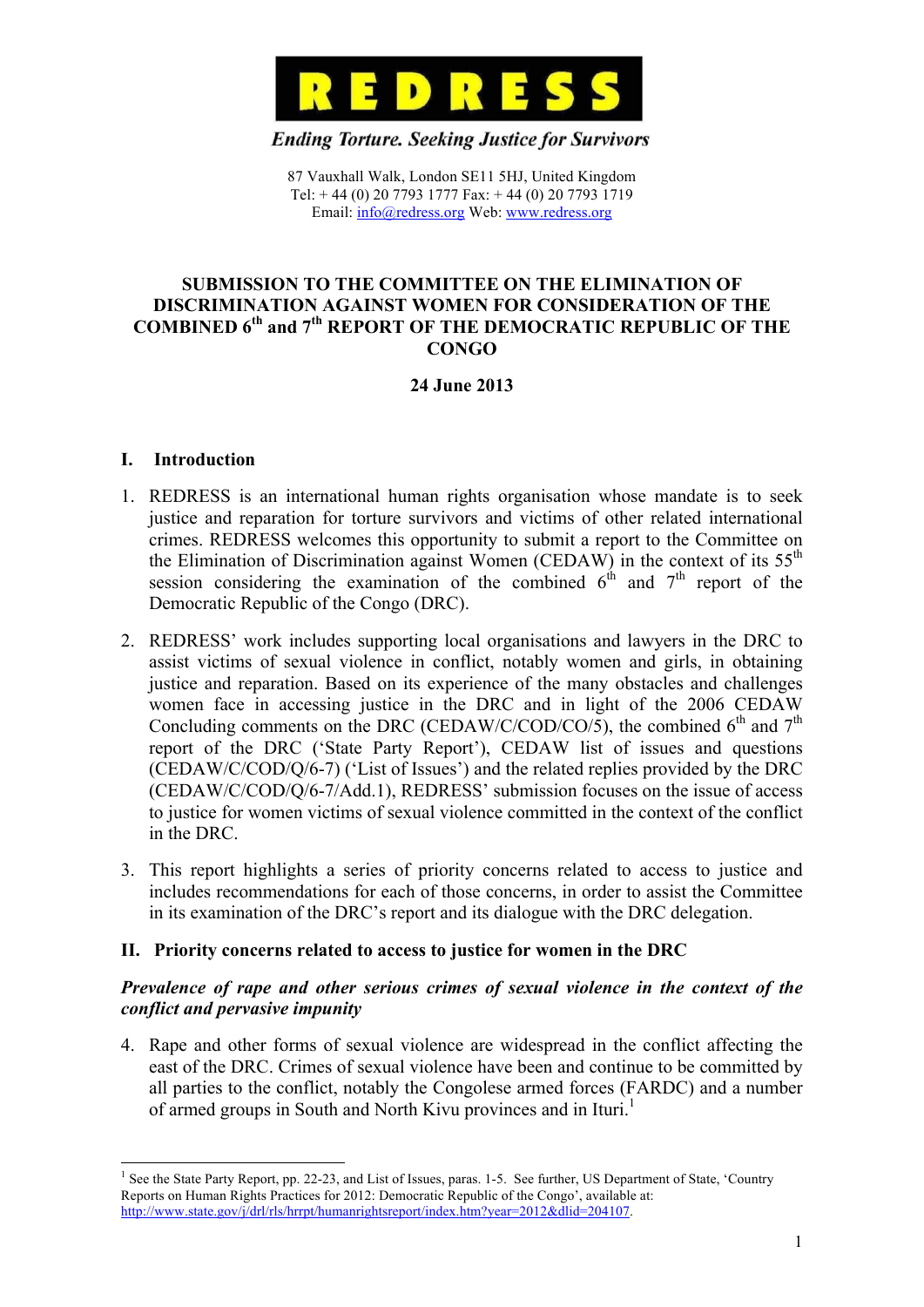# REDRESS

*Ending Torture. Seeking Justice for Survivors*

87 Vauxhall Walk, London SE11 5HJ, United Kingdom
Tel: + 44 (0) 20 7793 1777 Fax: + 44 (0) 20 7793 1719
Email: info@redress.org Web: www.redress.org

## SUBMISSION TO THE COMMITTEE ON THE ELIMINATION OF DISCRIMINATION AGAINST WOMEN FOR CONSIDERATION OF THE COMBINED 6th and 7th REPORT OF THE DEMOCRATIC REPUBLIC OF THE CONGO

**24 June 2013**

## I. Introduction

1. REDRESS is an international human rights organisation whose mandate is to seek justice and reparation for torture survivors and victims of other related international crimes. REDRESS welcomes this opportunity to submit a report to the Committee on the Elimination of Discrimination against Women (CEDAW) in the context of its 55th session considering the examination of the combined 6th and 7th report of the Democratic Republic of the Congo (DRC).

2. REDRESS' work includes supporting local organisations and lawyers in the DRC to assist victims of sexual violence in conflict, notably women and girls, in obtaining justice and reparation. Based on its experience of the many obstacles and challenges women face in accessing justice in the DRC and in light of the 2006 CEDAW Concluding comments on the DRC (CEDAW/C/COD/CO/5), the combined 6th and 7th report of the DRC ('State Party Report'), CEDAW list of issues and questions (CEDAW/C/COD/Q/6-7) ('List of Issues') and the related replies provided by the DRC (CEDAW/C/COD/Q/6-7/Add.1), REDRESS' submission focuses on the issue of access to justice for women victims of sexual violence committed in the context of the conflict in the DRC.

3. This report highlights a series of priority concerns related to access to justice and includes recommendations for each of those concerns, in order to assist the Committee in its examination of the DRC's report and its dialogue with the DRC delegation.

## II. Priority concerns related to access to justice for women in the DRC

### *Prevalence of rape and other serious crimes of sexual violence in the context of the conflict and pervasive impunity*

4. Rape and other forms of sexual violence are widespread in the conflict affecting the east of the DRC. Crimes of sexual violence have been and continue to be committed by all parties to the conflict, notably the Congolese armed forces (FARDC) and a number of armed groups in South and North Kivu provinces and in Ituri.[1]

[1] See the State Party Report, pp. 22-23, and List of Issues, paras. 1-5. See further, US Department of State, 'Country Reports on Human Rights Practices for 2012: Democratic Republic of the Congo', available at: http://www.state.gov/j/drl/rls/hrrpt/humanrightsreport/index.htm?year=2012&dlid=204107.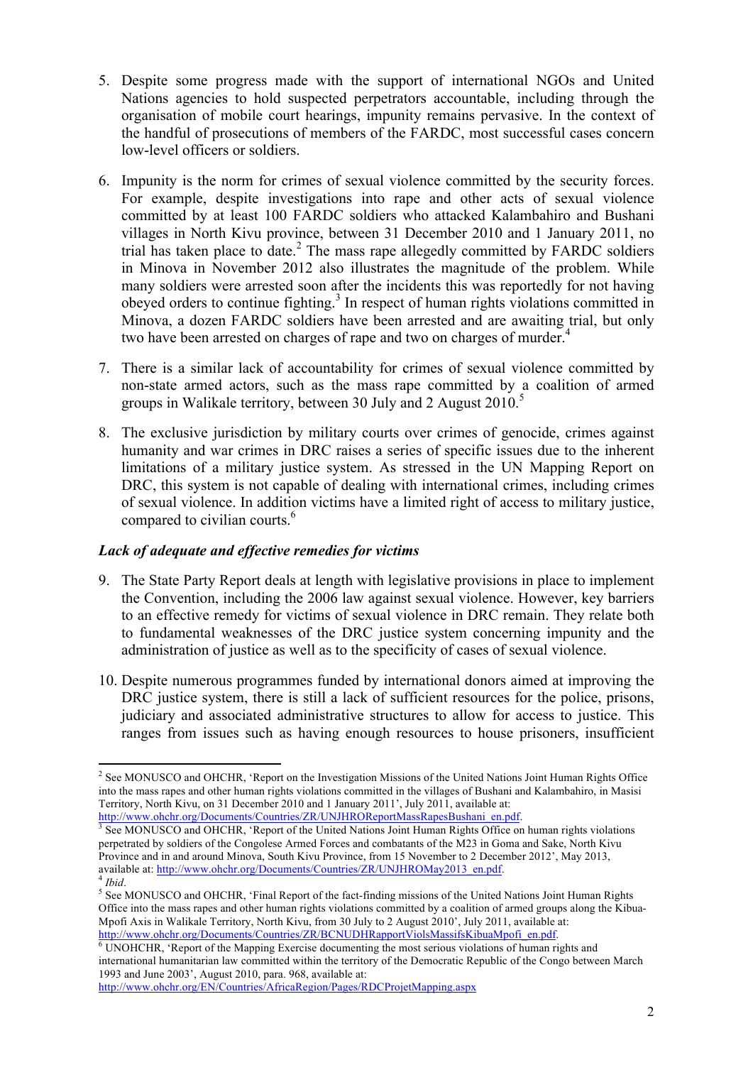5. Despite some progress made with the support of international NGOs and United Nations agencies to hold suspected perpetrators accountable, including through the organisation of mobile court hearings, impunity remains pervasive. In the context of the handful of prosecutions of members of the FARDC, most successful cases concern low-level officers or soldiers.

6. Impunity is the norm for crimes of sexual violence committed by the security forces. For example, despite investigations into rape and other acts of sexual violence committed by at least 100 FARDC soldiers who attacked Kalambahiro and Bushani villages in North Kivu province, between 31 December 2010 and 1 January 2011, no trial has taken place to date.[2] The mass rape allegedly committed by FARDC soldiers in Minova in November 2012 also illustrates the magnitude of the problem. While many soldiers were arrested soon after the incidents this was reportedly for not having obeyed orders to continue fighting.[3] In respect of human rights violations committed in Minova, a dozen FARDC soldiers have been arrested and are awaiting trial, but only two have been arrested on charges of rape and two on charges of murder.[4]

7. There is a similar lack of accountability for crimes of sexual violence committed by non-state armed actors, such as the mass rape committed by a coalition of armed groups in Walikale territory, between 30 July and 2 August 2010.[5]

8. The exclusive jurisdiction by military courts over crimes of genocide, crimes against humanity and war crimes in DRC raises a series of specific issues due to the inherent limitations of a military justice system. As stressed in the UN Mapping Report on DRC, this system is not capable of dealing with international crimes, including crimes of sexual violence. In addition victims have a limited right of access to military justice, compared to civilian courts.[6]

### *Lack of adequate and effective remedies for victims*

9. The State Party Report deals at length with legislative provisions in place to implement the Convention, including the 2006 law against sexual violence. However, key barriers to an effective remedy for victims of sexual violence in DRC remain. They relate both to fundamental weaknesses of the DRC justice system concerning impunity and the administration of justice as well as to the specificity of cases of sexual violence.

10. Despite numerous programmes funded by international donors aimed at improving the DRC justice system, there is still a lack of sufficient resources for the police, prisons, judiciary and associated administrative structures to allow for access to justice. This ranges from issues such as having enough resources to house prisoners, insufficient

---

[2] See MONUSCO and OHCHR, 'Report on the Investigation Missions of the United Nations Joint Human Rights Office into the mass rapes and other human rights violations committed in the villages of Bushani and Kalambahiro, in Masisi Territory, North Kivu, on 31 December 2010 and 1 January 2011', July 2011, available at: http://www.ohchr.org/Documents/Countries/ZR/UNJHROReportMassRapesBushani_en.pdf.

[3] See MONUSCO and OHCHR, 'Report of the United Nations Joint Human Rights Office on human rights violations perpetrated by soldiers of the Congolese Armed Forces and combatants of the M23 in Goma and Sake, North Kivu Province and in and around Minova, South Kivu Province, from 15 November to 2 December 2012', May 2013, available at: http://www.ohchr.org/Documents/Countries/ZR/UNJHROMay2013_en.pdf.

[4] *Ibid*.

[5] See MONUSCO and OHCHR, 'Final Report of the fact-finding missions of the United Nations Joint Human Rights Office into the mass rapes and other human rights violations committed by a coalition of armed groups along the Kibua-Mpofi Axis in Walikale Territory, North Kivu, from 30 July to 2 August 2010', July 2011, available at: http://www.ohchr.org/Documents/Countries/ZR/BCNUDHRapportViolsMassifsKibuaMpofi_en.pdf.

[6] UNOHCHR, 'Report of the Mapping Exercise documenting the most serious violations of human rights and international humanitarian law committed within the territory of the Democratic Republic of the Congo between March 1993 and June 2003', August 2010, para. 968, available at: http://www.ohchr.org/EN/Countries/AfricaRegion/Pages/RDCProjetMapping.aspx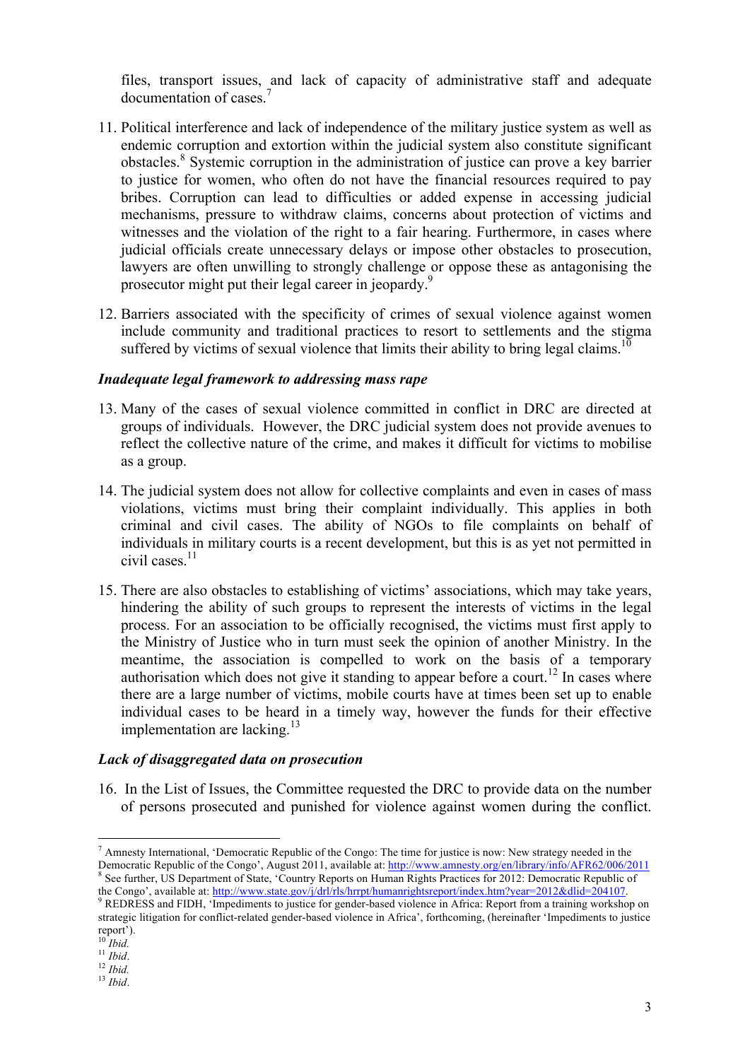files, transport issues, and lack of capacity of administrative staff and adequate documentation of cases.[7]

11. Political interference and lack of independence of the military justice system as well as endemic corruption and extortion within the judicial system also constitute significant obstacles.[8] Systemic corruption in the administration of justice can prove a key barrier to justice for women, who often do not have the financial resources required to pay bribes. Corruption can lead to difficulties or added expense in accessing judicial mechanisms, pressure to withdraw claims, concerns about protection of victims and witnesses and the violation of the right to a fair hearing. Furthermore, in cases where judicial officials create unnecessary delays or impose other obstacles to prosecution, lawyers are often unwilling to strongly challenge or oppose these as antagonising the prosecutor might put their legal career in jeopardy.[9]

12. Barriers associated with the specificity of crimes of sexual violence against women include community and traditional practices to resort to settlements and the stigma suffered by victims of sexual violence that limits their ability to bring legal claims.[10]

### *Inadequate legal framework to addressing mass rape*

13. Many of the cases of sexual violence committed in conflict in DRC are directed at groups of individuals. However, the DRC judicial system does not provide avenues to reflect the collective nature of the crime, and makes it difficult for victims to mobilise as a group.

14. The judicial system does not allow for collective complaints and even in cases of mass violations, victims must bring their complaint individually. This applies in both criminal and civil cases. The ability of NGOs to file complaints on behalf of individuals in military courts is a recent development, but this is as yet not permitted in civil cases.[11]

15. There are also obstacles to establishing of victims' associations, which may take years, hindering the ability of such groups to represent the interests of victims in the legal process. For an association to be officially recognised, the victims must first apply to the Ministry of Justice who in turn must seek the opinion of another Ministry. In the meantime, the association is compelled to work on the basis of a temporary authorisation which does not give it standing to appear before a court.[12] In cases where there are a large number of victims, mobile courts have at times been set up to enable individual cases to be heard in a timely way, however the funds for their effective implementation are lacking.[13]

### *Lack of disaggregated data on prosecution*

16. In the List of Issues, the Committee requested the DRC to provide data on the number of persons prosecuted and punished for violence against women during the conflict.

---

[7] Amnesty International, 'Democratic Republic of the Congo: The time for justice is now: New strategy needed in the Democratic Republic of the Congo', August 2011, available at: http://www.amnesty.org/en/library/info/AFR62/006/2011

[8] See further, US Department of State, 'Country Reports on Human Rights Practices for 2012: Democratic Republic of the Congo', available at: http://www.state.gov/j/drl/rls/hrrpt/humanrightsreport/index.htm?year=2012&dlid=204107.

[9] REDRESS and FIDH, 'Impediments to justice for gender-based violence in Africa: Report from a training workshop on strategic litigation for conflict-related gender-based violence in Africa', forthcoming, (hereinafter 'Impediments to justice report').

[10] *Ibid.*

[11] *Ibid*.

[12] *Ibid.*

[13] *Ibid*.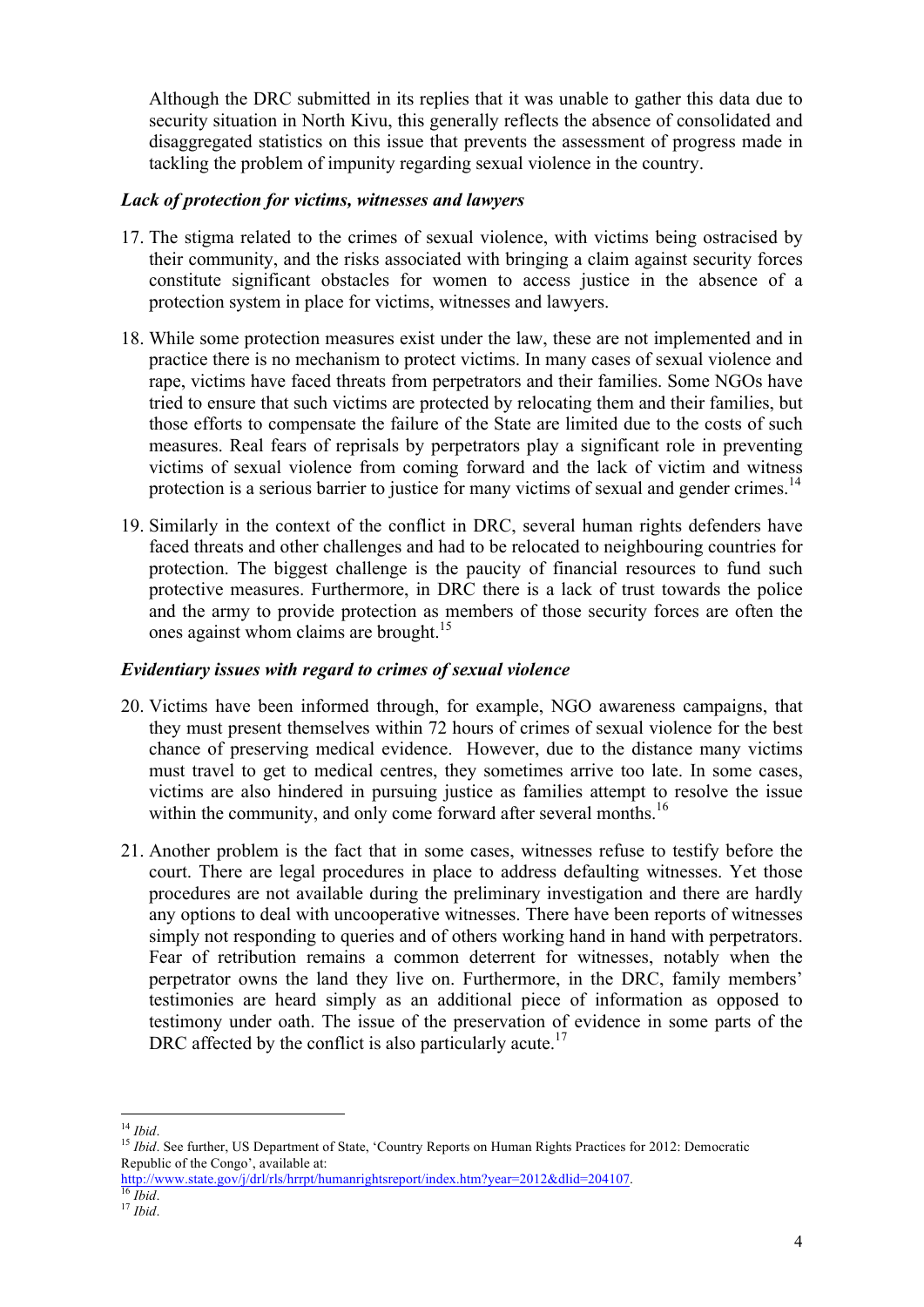Although the DRC submitted in its replies that it was unable to gather this data due to security situation in North Kivu, this generally reflects the absence of consolidated and disaggregated statistics on this issue that prevents the assessment of progress made in tackling the problem of impunity regarding sexual violence in the country.

### *Lack of protection for victims, witnesses and lawyers*

17. The stigma related to the crimes of sexual violence, with victims being ostracised by their community, and the risks associated with bringing a claim against security forces constitute significant obstacles for women to access justice in the absence of a protection system in place for victims, witnesses and lawyers.

18. While some protection measures exist under the law, these are not implemented and in practice there is no mechanism to protect victims. In many cases of sexual violence and rape, victims have faced threats from perpetrators and their families. Some NGOs have tried to ensure that such victims are protected by relocating them and their families, but those efforts to compensate the failure of the State are limited due to the costs of such measures. Real fears of reprisals by perpetrators play a significant role in preventing victims of sexual violence from coming forward and the lack of victim and witness protection is a serious barrier to justice for many victims of sexual and gender crimes.[14]

19. Similarly in the context of the conflict in DRC, several human rights defenders have faced threats and other challenges and had to be relocated to neighbouring countries for protection. The biggest challenge is the paucity of financial resources to fund such protective measures. Furthermore, in DRC there is a lack of trust towards the police and the army to provide protection as members of those security forces are often the ones against whom claims are brought.[15]

### *Evidentiary issues with regard to crimes of sexual violence*

20. Victims have been informed through, for example, NGO awareness campaigns, that they must present themselves within 72 hours of crimes of sexual violence for the best chance of preserving medical evidence. However, due to the distance many victims must travel to get to medical centres, they sometimes arrive too late. In some cases, victims are also hindered in pursuing justice as families attempt to resolve the issue within the community, and only come forward after several months.[16]

21. Another problem is the fact that in some cases, witnesses refuse to testify before the court. There are legal procedures in place to address defaulting witnesses. Yet those procedures are not available during the preliminary investigation and there are hardly any options to deal with uncooperative witnesses. There have been reports of witnesses simply not responding to queries and of others working hand in hand with perpetrators. Fear of retribution remains a common deterrent for witnesses, notably when the perpetrator owns the land they live on. Furthermore, in the DRC, family members' testimonies are heard simply as an additional piece of information as opposed to testimony under oath. The issue of the preservation of evidence in some parts of the DRC affected by the conflict is also particularly acute.[17]

---

[14] *Ibid*.

[15] *Ibid*. See further, US Department of State, 'Country Reports on Human Rights Practices for 2012: Democratic Republic of the Congo', available at: http://www.state.gov/j/drl/rls/hrrpt/humanrightsreport/index.htm?year=2012&dlid=204107.

[16] *Ibid*.

[17] *Ibid*.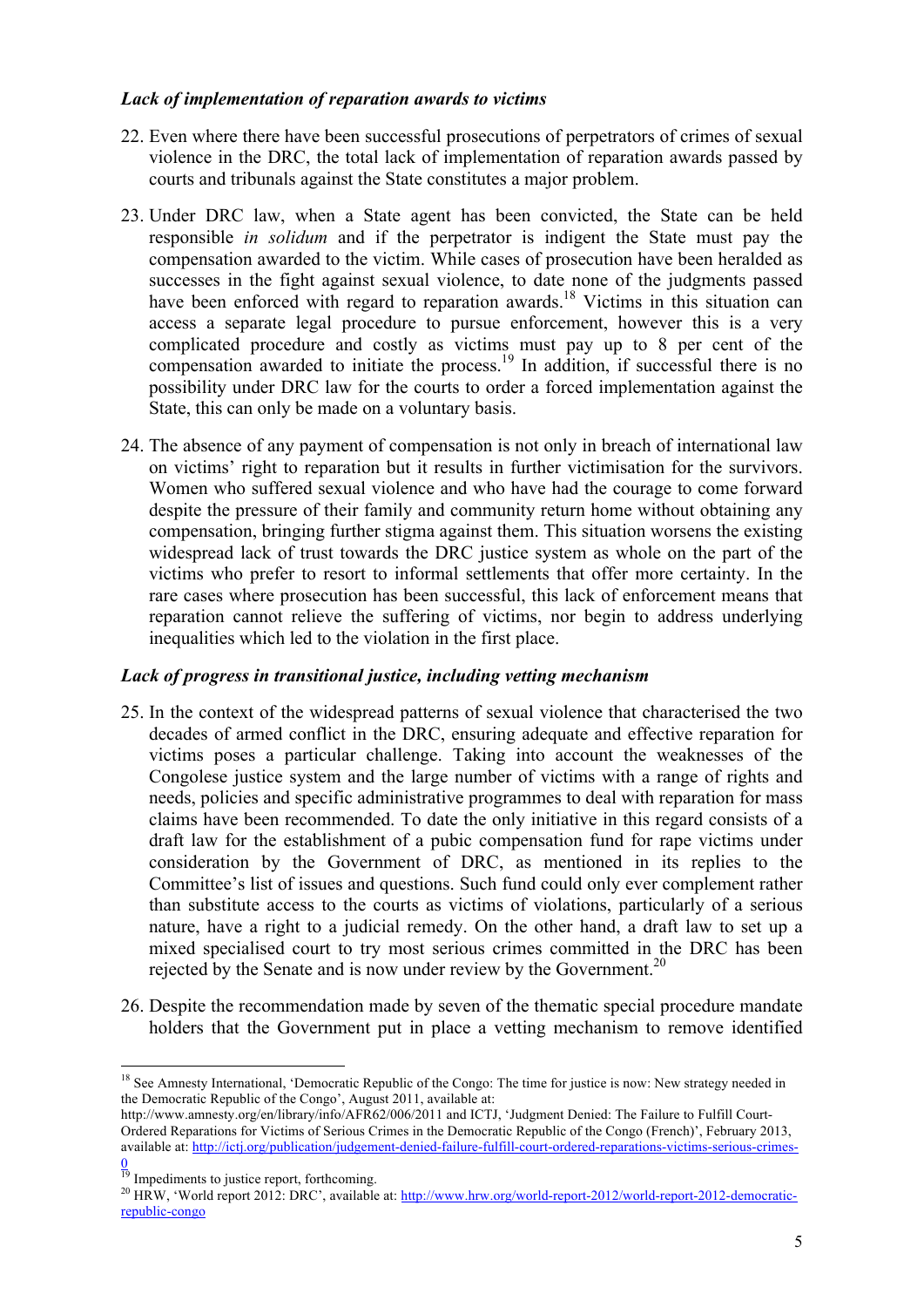### *Lack of implementation of reparation awards to victims*

22. Even where there have been successful prosecutions of perpetrators of crimes of sexual violence in the DRC, the total lack of implementation of reparation awards passed by courts and tribunals against the State constitutes a major problem.

23. Under DRC law, when a State agent has been convicted, the State can be held responsible *in solidum* and if the perpetrator is indigent the State must pay the compensation awarded to the victim. While cases of prosecution have been heralded as successes in the fight against sexual violence, to date none of the judgments passed have been enforced with regard to reparation awards.[18] Victims in this situation can access a separate legal procedure to pursue enforcement, however this is a very complicated procedure and costly as victims must pay up to 8 per cent of the compensation awarded to initiate the process.[19] In addition, if successful there is no possibility under DRC law for the courts to order a forced implementation against the State, this can only be made on a voluntary basis.

24. The absence of any payment of compensation is not only in breach of international law on victims' right to reparation but it results in further victimisation for the survivors. Women who suffered sexual violence and who have had the courage to come forward despite the pressure of their family and community return home without obtaining any compensation, bringing further stigma against them. This situation worsens the existing widespread lack of trust towards the DRC justice system as whole on the part of the victims who prefer to resort to informal settlements that offer more certainty. In the rare cases where prosecution has been successful, this lack of enforcement means that reparation cannot relieve the suffering of victims, nor begin to address underlying inequalities which led to the violation in the first place.

### *Lack of progress in transitional justice, including vetting mechanism*

25. In the context of the widespread patterns of sexual violence that characterised the two decades of armed conflict in the DRC, ensuring adequate and effective reparation for victims poses a particular challenge. Taking into account the weaknesses of the Congolese justice system and the large number of victims with a range of rights and needs, policies and specific administrative programmes to deal with reparation for mass claims have been recommended. To date the only initiative in this regard consists of a draft law for the establishment of a pubic compensation fund for rape victims under consideration by the Government of DRC, as mentioned in its replies to the Committee's list of issues and questions. Such fund could only ever complement rather than substitute access to the courts as victims of violations, particularly of a serious nature, have a right to a judicial remedy. On the other hand, a draft law to set up a mixed specialised court to try most serious crimes committed in the DRC has been rejected by the Senate and is now under review by the Government.[20]

26. Despite the recommendation made by seven of the thematic special procedure mandate holders that the Government put in place a vetting mechanism to remove identified

---

[18] See Amnesty International, 'Democratic Republic of the Congo: The time for justice is now: New strategy needed in the Democratic Republic of the Congo', August 2011, available at: http://www.amnesty.org/en/library/info/AFR62/006/2011 and ICTJ, 'Judgment Denied: The Failure to Fulfill Court-Ordered Reparations for Victims of Serious Crimes in the Democratic Republic of the Congo (French)', February 2013, available at: http://ictj.org/publication/judgement-denied-failure-fulfill-court-ordered-reparations-victims-serious-crimes-0

[19] Impediments to justice report, forthcoming.

[20] HRW, 'World report 2012: DRC', available at: http://www.hrw.org/world-report-2012/world-report-2012-democratic-republic-congo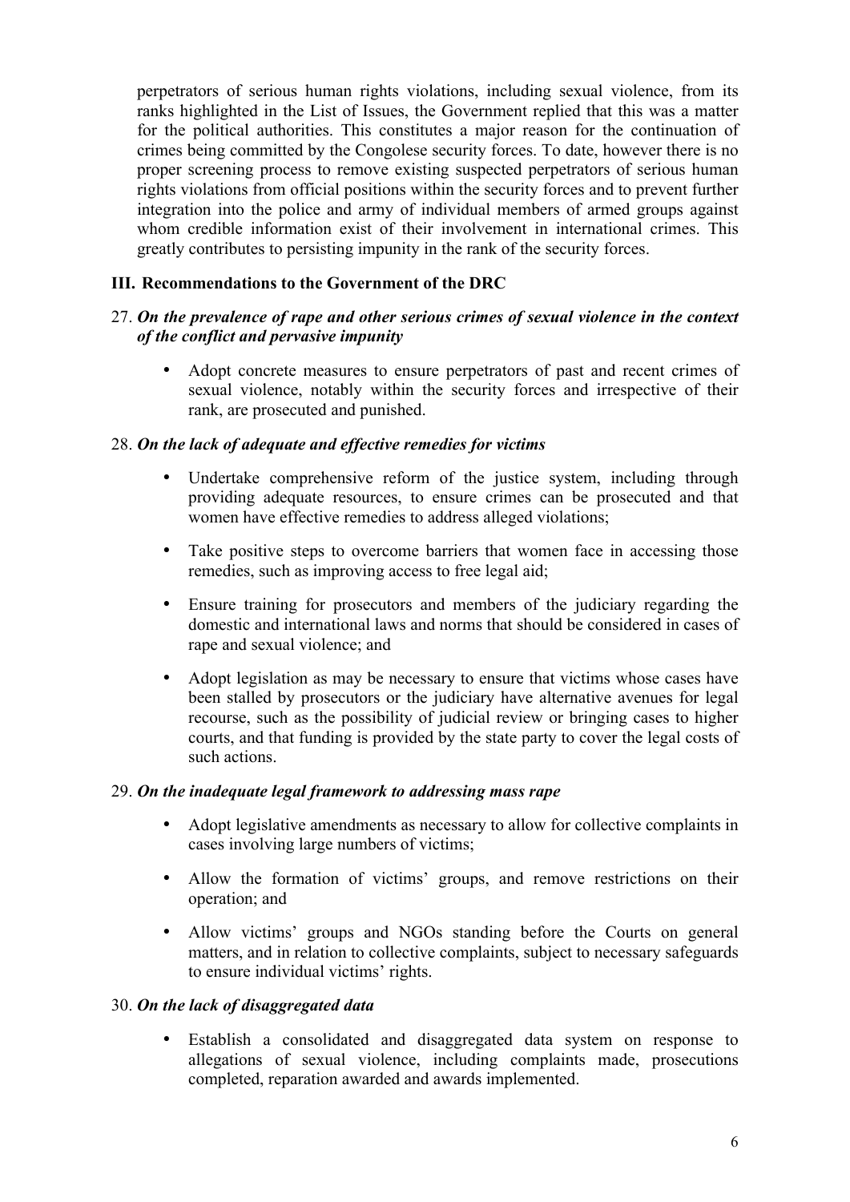perpetrators of serious human rights violations, including sexual violence, from its ranks highlighted in the List of Issues, the Government replied that this was a matter for the political authorities. This constitutes a major reason for the continuation of crimes being committed by the Congolese security forces. To date, however there is no proper screening process to remove existing suspected perpetrators of serious human rights violations from official positions within the security forces and to prevent further integration into the police and army of individual members of armed groups against whom credible information exist of their involvement in international crimes. This greatly contributes to persisting impunity in the rank of the security forces.

## III. Recommendations to the Government of the DRC

27. ***On the prevalence of rape and other serious crimes of sexual violence in the context of the conflict and pervasive impunity***

- Adopt concrete measures to ensure perpetrators of past and recent crimes of sexual violence, notably within the security forces and irrespective of their rank, are prosecuted and punished.

28. ***On the lack of adequate and effective remedies for victims***

- Undertake comprehensive reform of the justice system, including through providing adequate resources, to ensure crimes can be prosecuted and that women have effective remedies to address alleged violations;
- Take positive steps to overcome barriers that women face in accessing those remedies, such as improving access to free legal aid;
- Ensure training for prosecutors and members of the judiciary regarding the domestic and international laws and norms that should be considered in cases of rape and sexual violence; and
- Adopt legislation as may be necessary to ensure that victims whose cases have been stalled by prosecutors or the judiciary have alternative avenues for legal recourse, such as the possibility of judicial review or bringing cases to higher courts, and that funding is provided by the state party to cover the legal costs of such actions.

29. ***On the inadequate legal framework to addressing mass rape***

- Adopt legislative amendments as necessary to allow for collective complaints in cases involving large numbers of victims;
- Allow the formation of victims' groups, and remove restrictions on their operation; and
- Allow victims' groups and NGOs standing before the Courts on general matters, and in relation to collective complaints, subject to necessary safeguards to ensure individual victims' rights.

30. ***On the lack of disaggregated data***

- Establish a consolidated and disaggregated data system on response to allegations of sexual violence, including complaints made, prosecutions completed, reparation awarded and awards implemented.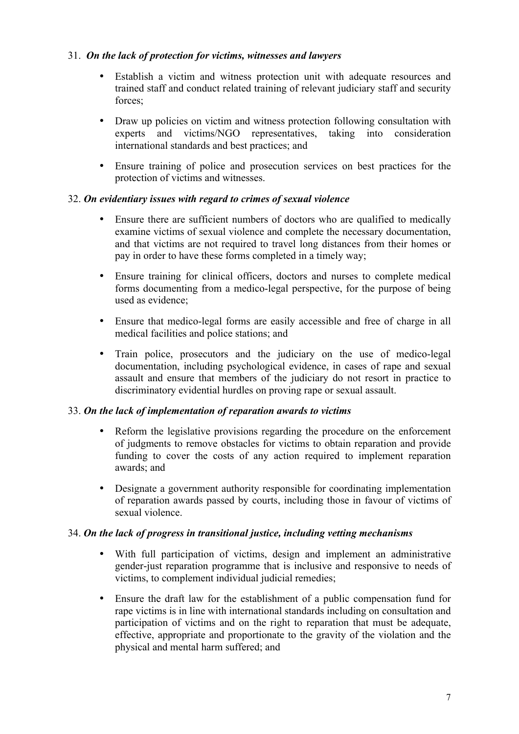31. ***On the lack of protection for victims, witnesses and lawyers***

- Establish a victim and witness protection unit with adequate resources and trained staff and conduct related training of relevant judiciary staff and security forces;
- Draw up policies on victim and witness protection following consultation with experts and victims/NGO representatives, taking into consideration international standards and best practices; and
- Ensure training of police and prosecution services on best practices for the protection of victims and witnesses.

32. ***On evidentiary issues with regard to crimes of sexual violence***

- Ensure there are sufficient numbers of doctors who are qualified to medically examine victims of sexual violence and complete the necessary documentation, and that victims are not required to travel long distances from their homes or pay in order to have these forms completed in a timely way;
- Ensure training for clinical officers, doctors and nurses to complete medical forms documenting from a medico-legal perspective, for the purpose of being used as evidence;
- Ensure that medico-legal forms are easily accessible and free of charge in all medical facilities and police stations; and
- Train police, prosecutors and the judiciary on the use of medico-legal documentation, including psychological evidence, in cases of rape and sexual assault and ensure that members of the judiciary do not resort in practice to discriminatory evidential hurdles on proving rape or sexual assault.

33. ***On the lack of implementation of reparation awards to victims***

- Reform the legislative provisions regarding the procedure on the enforcement of judgments to remove obstacles for victims to obtain reparation and provide funding to cover the costs of any action required to implement reparation awards; and
- Designate a government authority responsible for coordinating implementation of reparation awards passed by courts, including those in favour of victims of sexual violence.

34. ***On the lack of progress in transitional justice, including vetting mechanisms***

- With full participation of victims, design and implement an administrative gender-just reparation programme that is inclusive and responsive to needs of victims, to complement individual judicial remedies;
- Ensure the draft law for the establishment of a public compensation fund for rape victims is in line with international standards including on consultation and participation of victims and on the right to reparation that must be adequate, effective, appropriate and proportionate to the gravity of the violation and the physical and mental harm suffered; and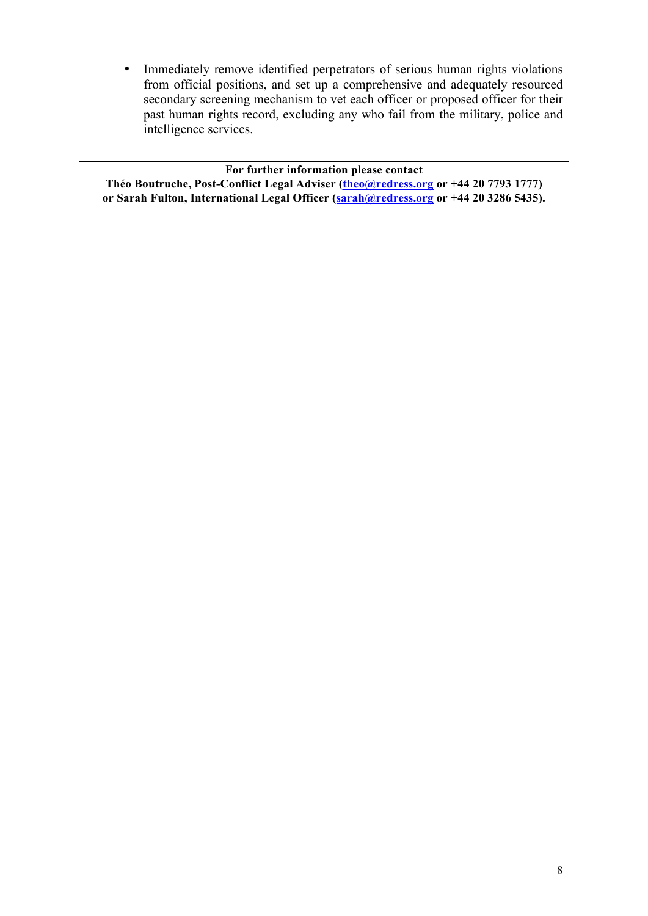- Immediately remove identified perpetrators of serious human rights violations from official positions, and set up a comprehensive and adequately resourced secondary screening mechanism to vet each officer or proposed officer for their past human rights record, excluding any who fail from the military, police and intelligence services.

**For further information please contact**
**Théo Boutruche, Post-Conflict Legal Adviser (theo@redress.org or +44 20 7793 1777) or Sarah Fulton, International Legal Officer (sarah@redress.org or +44 20 3286 5435).**